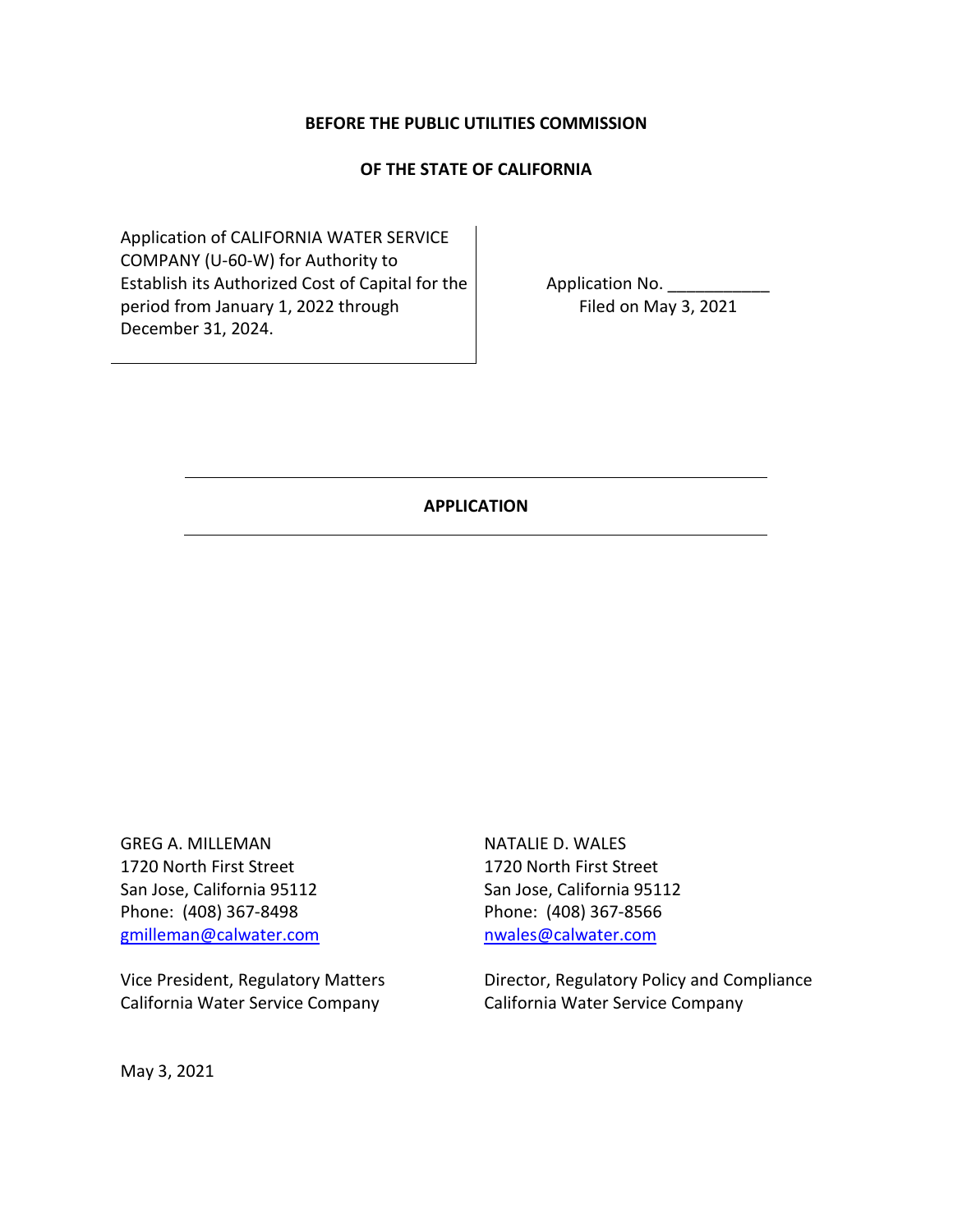**BEFORE THE PUBLIC UTILITIES COMMISSION**

**OF THE STATE OF CALIFORNIA**

| Application of CALIFORNIA WATER SERVICE COMPANY (U-60-W) for Authority to Establish its Authorized Cost of Capital for the period from January 1, 2022 through December 31, 2024. | Application No. ___________ Filed on May 3, 2021 |
| --- | --- |

---

**APPLICATION**

---

GREG A. MILLEMAN
1720 North First Street
San Jose, California 95112
Phone: (408) 367-8498
gmilleman@calwater.com

Vice President, Regulatory Matters
California Water Service Company

NATALIE D. WALES
1720 North First Street
San Jose, California 95112
Phone: (408) 367-8566
nwales@calwater.com

Director, Regulatory Policy and Compliance
California Water Service Company

May 3, 2021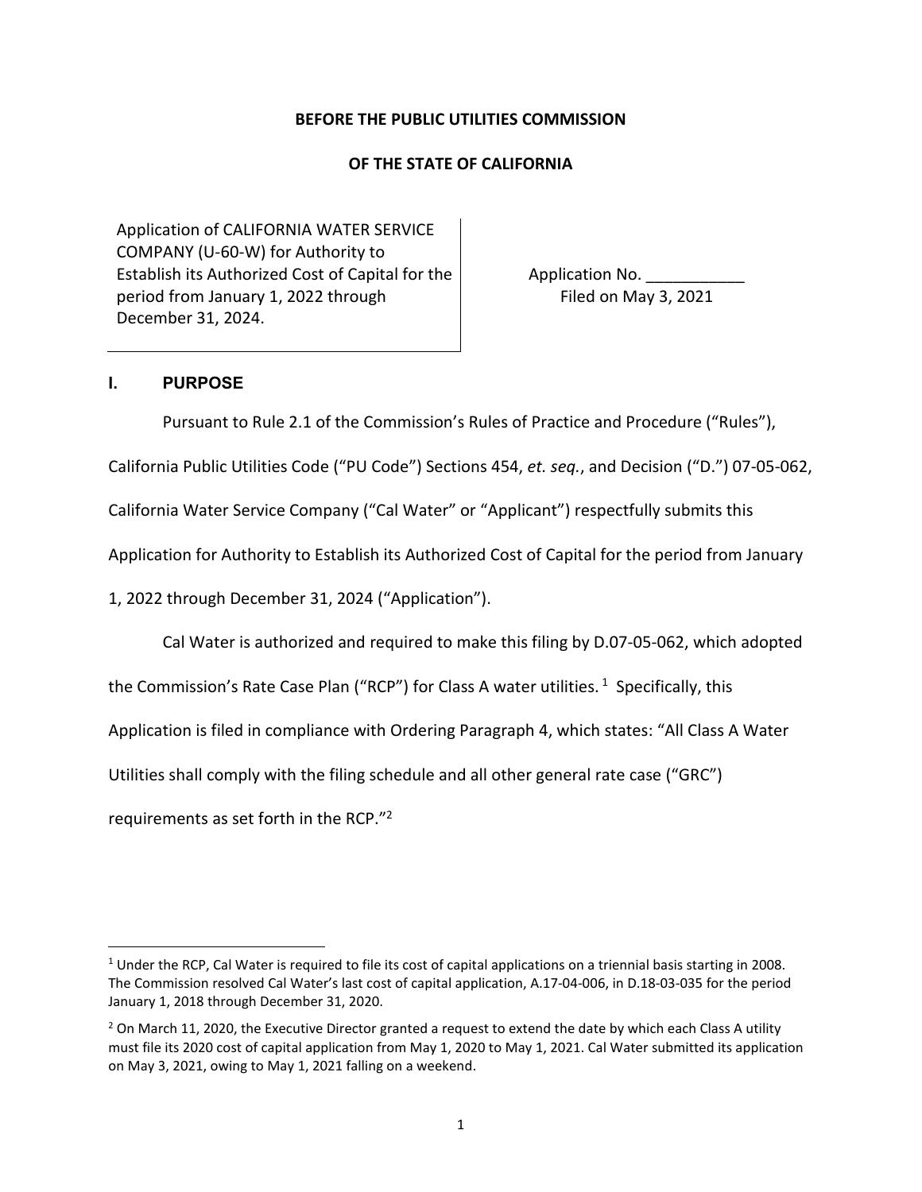**BEFORE THE PUBLIC UTILITIES COMMISSION**

**OF THE STATE OF CALIFORNIA**

| | |
|---|---|
| Application of CALIFORNIA WATER SERVICE COMPANY (U-60-W) for Authority to Establish its Authorized Cost of Capital for the period from January 1, 2022 through December 31, 2024. | Application No. ___________ Filed on May 3, 2021 |

## I. PURPOSE

Pursuant to Rule 2.1 of the Commission's Rules of Practice and Procedure ("Rules"), California Public Utilities Code ("PU Code") Sections 454, *et. seq.*, and Decision ("D.") 07-05-062, California Water Service Company ("Cal Water" or "Applicant") respectfully submits this Application for Authority to Establish its Authorized Cost of Capital for the period from January 1, 2022 through December 31, 2024 ("Application").

Cal Water is authorized and required to make this filing by D.07-05-062, which adopted the Commission's Rate Case Plan ("RCP") for Class A water utilities.[1] Specifically, this Application is filed in compliance with Ordering Paragraph 4, which states: "All Class A Water Utilities shall comply with the filing schedule and all other general rate case ("GRC") requirements as set forth in the RCP."[2]

---

[1] Under the RCP, Cal Water is required to file its cost of capital applications on a triennial basis starting in 2008. The Commission resolved Cal Water's last cost of capital application, A.17-04-006, in D.18-03-035 for the period January 1, 2018 through December 31, 2020.

[2] On March 11, 2020, the Executive Director granted a request to extend the date by which each Class A utility must file its 2020 cost of capital application from May 1, 2020 to May 1, 2021. Cal Water submitted its application on May 3, 2021, owing to May 1, 2021 falling on a weekend.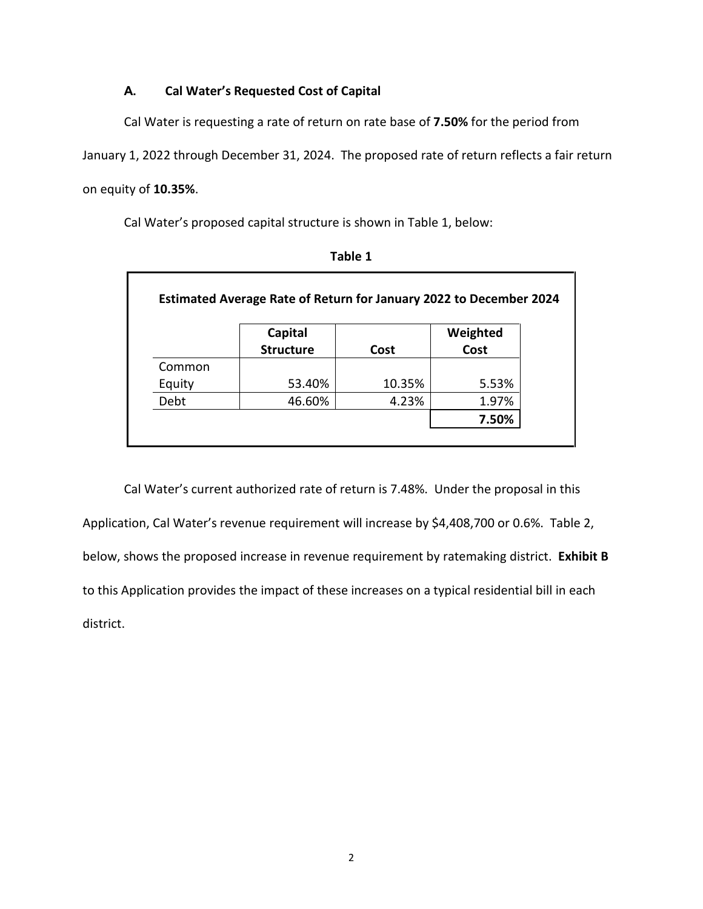### A. Cal Water's Requested Cost of Capital

Cal Water is requesting a rate of return on rate base of **7.50%** for the period from January 1, 2022 through December 31, 2024. The proposed rate of return reflects a fair return on equity of **10.35%**.

Cal Water's proposed capital structure is shown in Table 1, below:

**Table 1**

**Estimated Average Rate of Return for January 2022 to December 2024**

| | Capital Structure | Cost | Weighted Cost |
|---|---|---|---|
| Common Equity | 53.40% | 10.35% | 5.53% |
| Debt | 46.60% | 4.23% | 1.97% |
| | | | **7.50%** |

Cal Water's current authorized rate of return is 7.48%. Under the proposal in this Application, Cal Water's revenue requirement will increase by $4,408,700 or 0.6%. Table 2, below, shows the proposed increase in revenue requirement by ratemaking district. **Exhibit B** to this Application provides the impact of these increases on a typical residential bill in each district.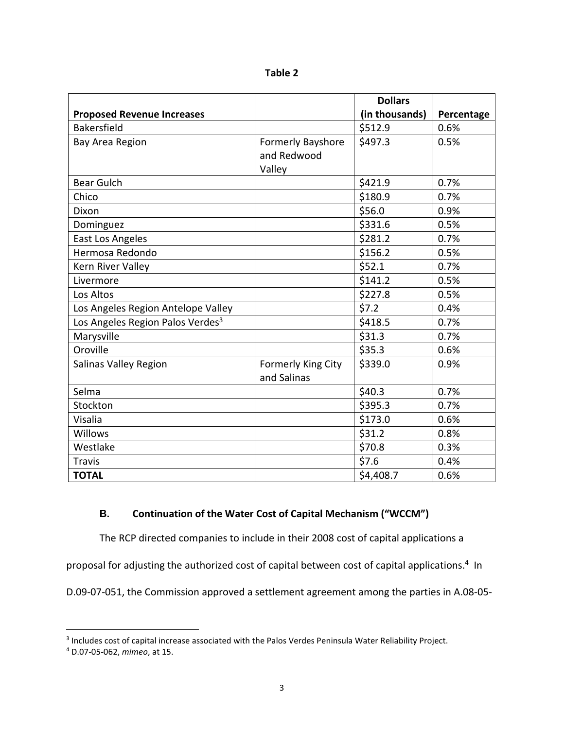**Table 2**

| Proposed Revenue Increases | | Dollars (in thousands) | Percentage |
|---|---|---|---|
| Bakersfield | | $512.9 | 0.6% |
| Bay Area Region | Formerly Bayshore and Redwood Valley | $497.3 | 0.5% |
| Bear Gulch | | $421.9 | 0.7% |
| Chico | | $180.9 | 0.7% |
| Dixon | | $56.0 | 0.9% |
| Dominguez | | $331.6 | 0.5% |
| East Los Angeles | | $281.2 | 0.7% |
| Hermosa Redondo | | $156.2 | 0.5% |
| Kern River Valley | | $52.1 | 0.7% |
| Livermore | | $141.2 | 0.5% |
| Los Altos | | $227.8 | 0.5% |
| Los Angeles Region Antelope Valley | | $7.2 | 0.4% |
| Los Angeles Region Palos Verdes[3] | | $418.5 | 0.7% |
| Marysville | | $31.3 | 0.7% |
| Oroville | | $35.3 | 0.6% |
| Salinas Valley Region | Formerly King City and Salinas | $339.0 | 0.9% |
| Selma | | $40.3 | 0.7% |
| Stockton | | $395.3 | 0.7% |
| Visalia | | $173.0 | 0.6% |
| Willows | | $31.2 | 0.8% |
| Westlake | | $70.8 | 0.3% |
| Travis | | $7.6 | 0.4% |
| **TOTAL** | | $4,408.7 | 0.6% |

### B. Continuation of the Water Cost of Capital Mechanism ("WCCM")

The RCP directed companies to include in their 2008 cost of capital applications a proposal for adjusting the authorized cost of capital between cost of capital applications.[4] In D.09-07-051, the Commission approved a settlement agreement among the parties in A.08-05-

[3] Includes cost of capital increase associated with the Palos Verdes Peninsula Water Reliability Project.

[4] D.07-05-062, *mimeo*, at 15.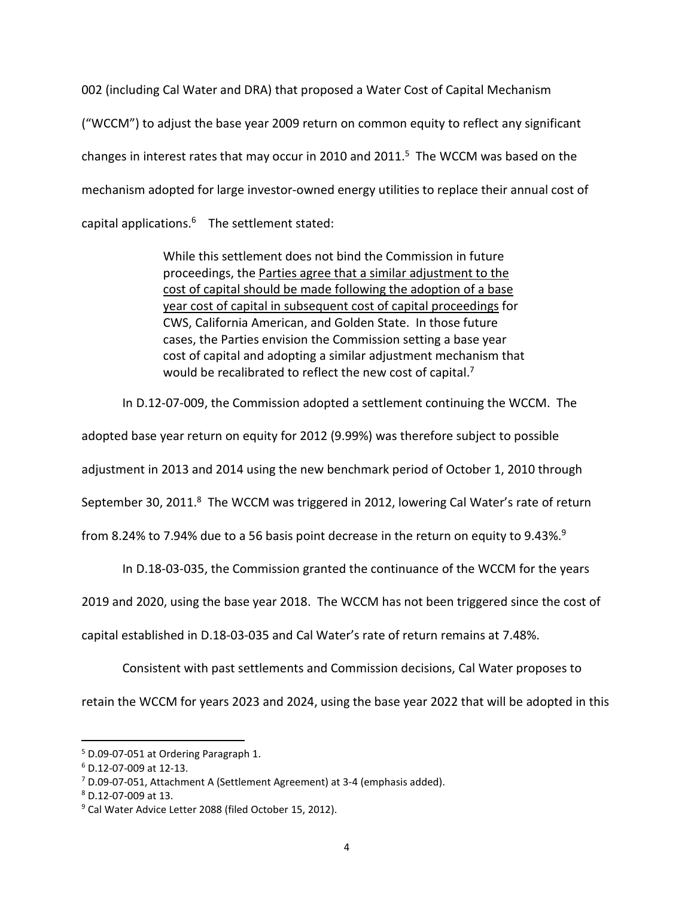002 (including Cal Water and DRA) that proposed a Water Cost of Capital Mechanism ("WCCM") to adjust the base year 2009 return on common equity to reflect any significant changes in interest rates that may occur in 2010 and 2011.[5] The WCCM was based on the mechanism adopted for large investor-owned energy utilities to replace their annual cost of capital applications.[6] The settlement stated:

> While this settlement does not bind the Commission in future proceedings, the <u>Parties agree that a similar adjustment to the cost of capital should be made following the adoption of a base year cost of capital in subsequent cost of capital proceedings</u> for CWS, California American, and Golden State. In those future cases, the Parties envision the Commission setting a base year cost of capital and adopting a similar adjustment mechanism that would be recalibrated to reflect the new cost of capital.[7]

In D.12-07-009, the Commission adopted a settlement continuing the WCCM. The adopted base year return on equity for 2012 (9.99%) was therefore subject to possible adjustment in 2013 and 2014 using the new benchmark period of October 1, 2010 through September 30, 2011.[8] The WCCM was triggered in 2012, lowering Cal Water's rate of return from 8.24% to 7.94% due to a 56 basis point decrease in the return on equity to 9.43%.[9]

In D.18-03-035, the Commission granted the continuance of the WCCM for the years 2019 and 2020, using the base year 2018. The WCCM has not been triggered since the cost of capital established in D.18-03-035 and Cal Water's rate of return remains at 7.48%.

Consistent with past settlements and Commission decisions, Cal Water proposes to retain the WCCM for years 2023 and 2024, using the base year 2022 that will be adopted in this

---

[5] D.09-07-051 at Ordering Paragraph 1.

[6] D.12-07-009 at 12-13.

[7] D.09-07-051, Attachment A (Settlement Agreement) at 3-4 (emphasis added).

[8] D.12-07-009 at 13.

[9] Cal Water Advice Letter 2088 (filed October 15, 2012).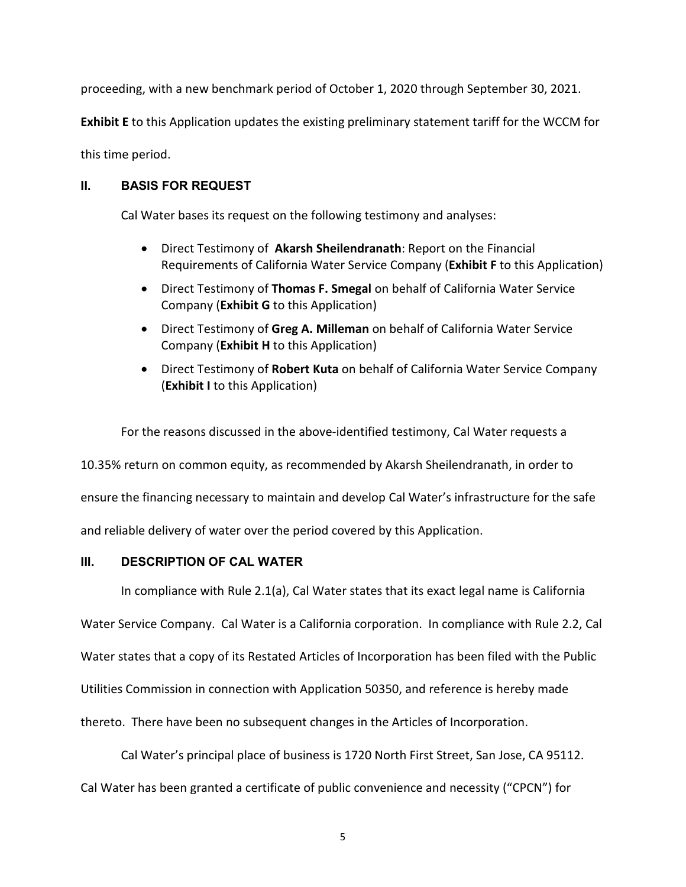proceeding, with a new benchmark period of October 1, 2020 through September 30, 2021. **Exhibit E** to this Application updates the existing preliminary statement tariff for the WCCM for this time period.

## II. BASIS FOR REQUEST

Cal Water bases its request on the following testimony and analyses:

- Direct Testimony of **Akarsh Sheilendranath**: Report on the Financial Requirements of California Water Service Company (**Exhibit F** to this Application)
- Direct Testimony of **Thomas F. Smegal** on behalf of California Water Service Company (**Exhibit G** to this Application)
- Direct Testimony of **Greg A. Milleman** on behalf of California Water Service Company (**Exhibit H** to this Application)
- Direct Testimony of **Robert Kuta** on behalf of California Water Service Company (**Exhibit I** to this Application)

For the reasons discussed in the above-identified testimony, Cal Water requests a 10.35% return on common equity, as recommended by Akarsh Sheilendranath, in order to ensure the financing necessary to maintain and develop Cal Water's infrastructure for the safe and reliable delivery of water over the period covered by this Application.

## III. DESCRIPTION OF CAL WATER

In compliance with Rule 2.1(a), Cal Water states that its exact legal name is California Water Service Company. Cal Water is a California corporation. In compliance with Rule 2.2, Cal Water states that a copy of its Restated Articles of Incorporation has been filed with the Public Utilities Commission in connection with Application 50350, and reference is hereby made thereto. There have been no subsequent changes in the Articles of Incorporation.

Cal Water's principal place of business is 1720 North First Street, San Jose, CA 95112. Cal Water has been granted a certificate of public convenience and necessity ("CPCN") for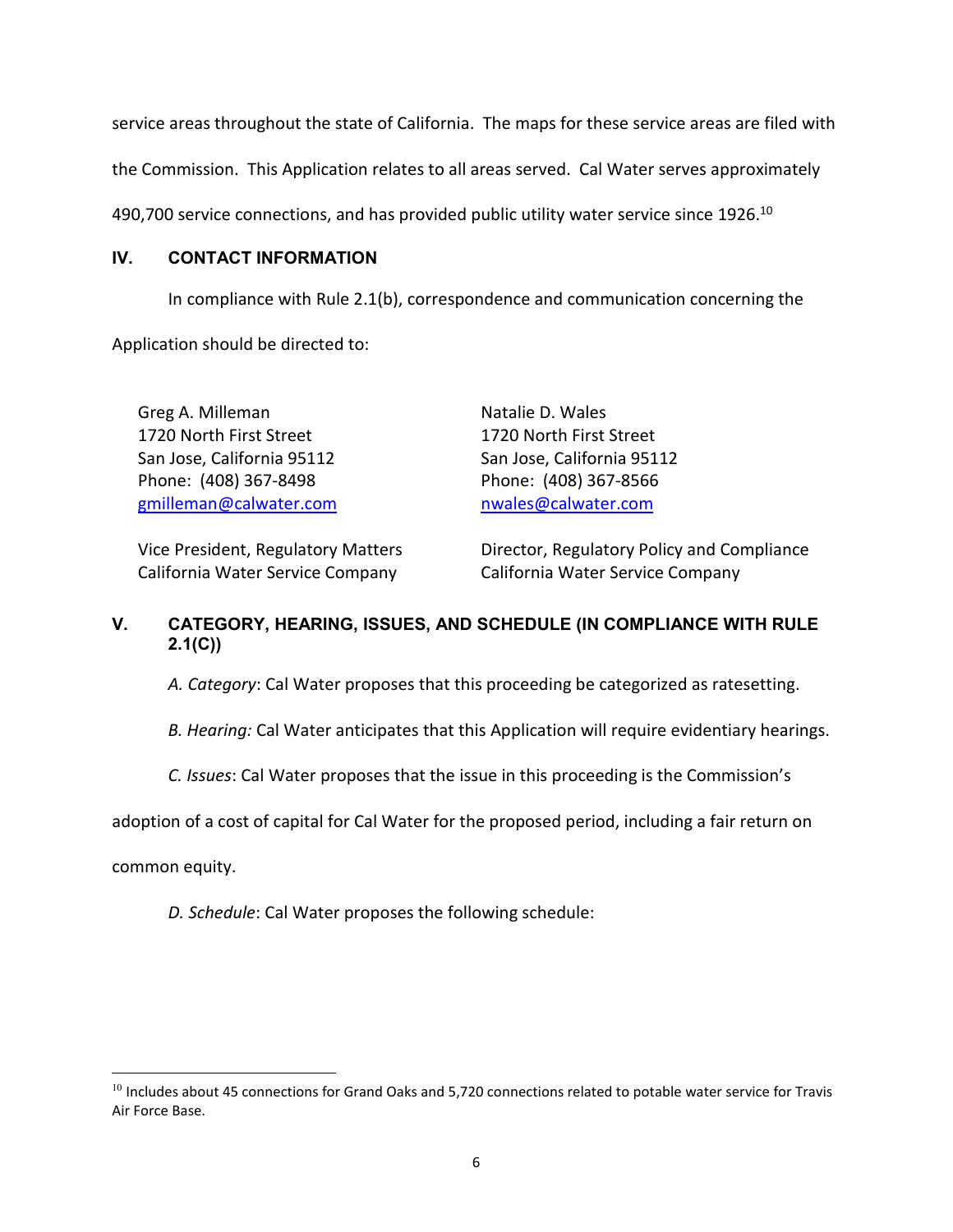service areas throughout the state of California. The maps for these service areas are filed with the Commission. This Application relates to all areas served. Cal Water serves approximately 490,700 service connections, and has provided public utility water service since 1926.[10]

## IV. CONTACT INFORMATION

In compliance with Rule 2.1(b), correspondence and communication concerning the Application should be directed to:

Greg A. Milleman
1720 North First Street
San Jose, California 95112
Phone: (408) 367-8498
gmilleman@calwater.com

Vice President, Regulatory Matters
California Water Service Company

Natalie D. Wales
1720 North First Street
San Jose, California 95112
Phone: (408) 367-8566
nwales@calwater.com

Director, Regulatory Policy and Compliance
California Water Service Company

## V. CATEGORY, HEARING, ISSUES, AND SCHEDULE (IN COMPLIANCE WITH RULE 2.1(C))

*A. Category*: Cal Water proposes that this proceeding be categorized as ratesetting.

*B. Hearing:* Cal Water anticipates that this Application will require evidentiary hearings.

*C. Issues*: Cal Water proposes that the issue in this proceeding is the Commission's adoption of a cost of capital for Cal Water for the proposed period, including a fair return on common equity.

*D. Schedule*: Cal Water proposes the following schedule:

[10] Includes about 45 connections for Grand Oaks and 5,720 connections related to potable water service for Travis Air Force Base.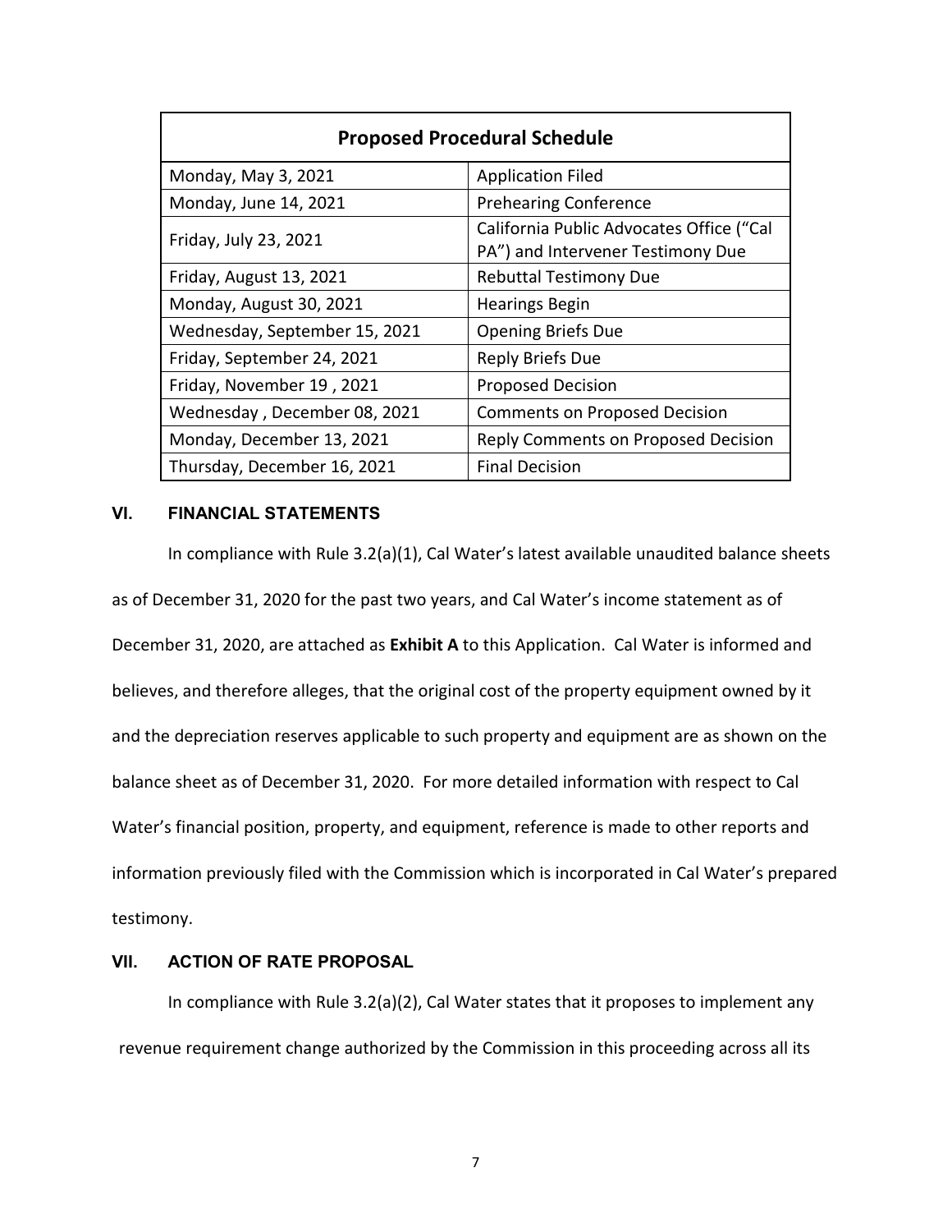| Proposed Procedural Schedule | |
|---|---|
| Monday, May 3, 2021 | Application Filed |
| Monday, June 14, 2021 | Prehearing Conference |
| Friday, July 23, 2021 | California Public Advocates Office ("Cal PA") and Intervener Testimony Due |
| Friday, August 13, 2021 | Rebuttal Testimony Due |
| Monday, August 30, 2021 | Hearings Begin |
| Wednesday, September 15, 2021 | Opening Briefs Due |
| Friday, September 24, 2021 | Reply Briefs Due |
| Friday, November 19 , 2021 | Proposed Decision |
| Wednesday , December 08, 2021 | Comments on Proposed Decision |
| Monday, December 13, 2021 | Reply Comments on Proposed Decision |
| Thursday, December 16, 2021 | Final Decision |

## VI. FINANCIAL STATEMENTS

In compliance with Rule 3.2(a)(1), Cal Water's latest available unaudited balance sheets as of December 31, 2020 for the past two years, and Cal Water's income statement as of December 31, 2020, are attached as **Exhibit A** to this Application. Cal Water is informed and believes, and therefore alleges, that the original cost of the property equipment owned by it and the depreciation reserves applicable to such property and equipment are as shown on the balance sheet as of December 31, 2020. For more detailed information with respect to Cal Water's financial position, property, and equipment, reference is made to other reports and information previously filed with the Commission which is incorporated in Cal Water's prepared testimony.

## VII. ACTION OF RATE PROPOSAL

In compliance with Rule 3.2(a)(2), Cal Water states that it proposes to implement any revenue requirement change authorized by the Commission in this proceeding across all its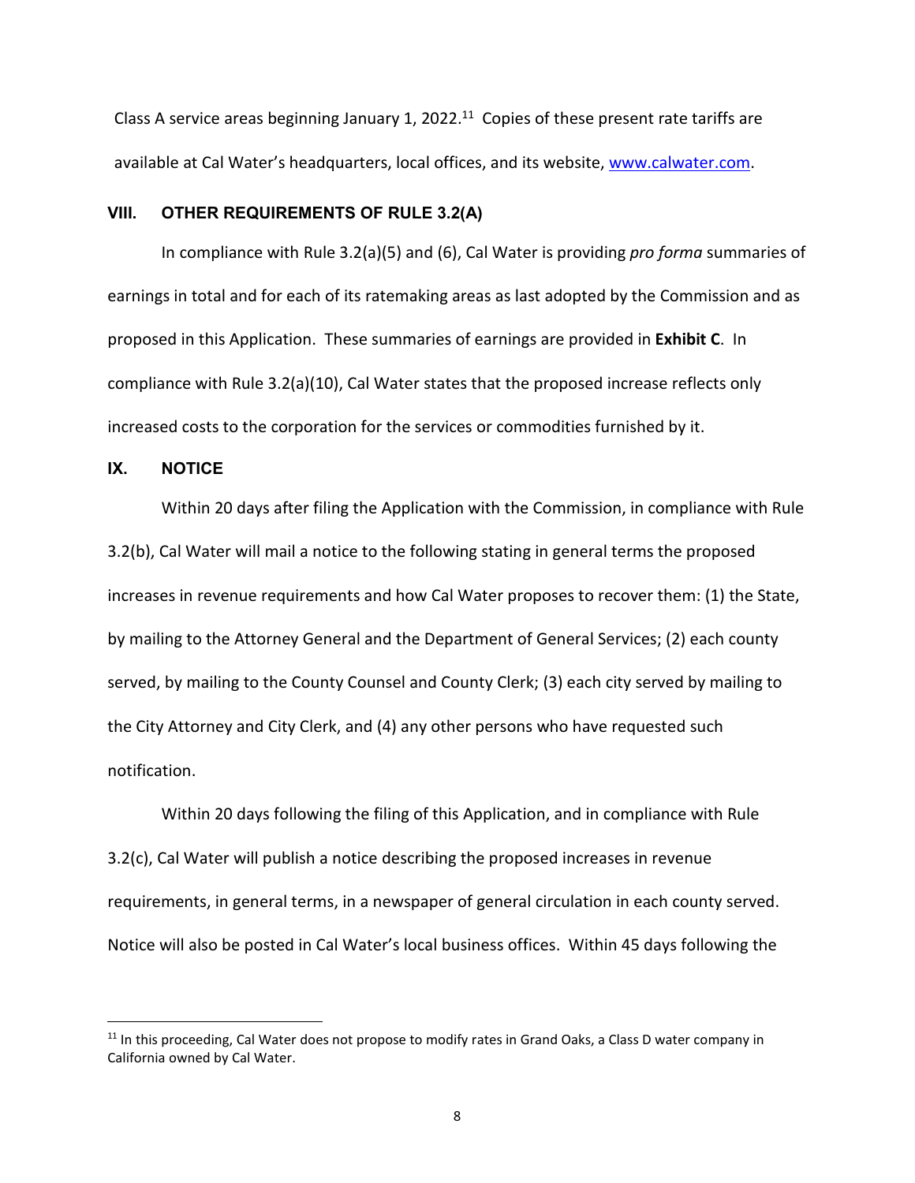Class A service areas beginning January 1, 2022.[11] Copies of these present rate tariffs are available at Cal Water's headquarters, local offices, and its website, www.calwater.com.

## VIII. OTHER REQUIREMENTS OF RULE 3.2(A)

In compliance with Rule 3.2(a)(5) and (6), Cal Water is providing *pro forma* summaries of earnings in total and for each of its ratemaking areas as last adopted by the Commission and as proposed in this Application. These summaries of earnings are provided in **Exhibit C**. In compliance with Rule 3.2(a)(10), Cal Water states that the proposed increase reflects only increased costs to the corporation for the services or commodities furnished by it.

## IX. NOTICE

Within 20 days after filing the Application with the Commission, in compliance with Rule 3.2(b), Cal Water will mail a notice to the following stating in general terms the proposed increases in revenue requirements and how Cal Water proposes to recover them: (1) the State, by mailing to the Attorney General and the Department of General Services; (2) each county served, by mailing to the County Counsel and County Clerk; (3) each city served by mailing to the City Attorney and City Clerk, and (4) any other persons who have requested such notification.

Within 20 days following the filing of this Application, and in compliance with Rule 3.2(c), Cal Water will publish a notice describing the proposed increases in revenue requirements, in general terms, in a newspaper of general circulation in each county served. Notice will also be posted in Cal Water's local business offices. Within 45 days following the

[11] In this proceeding, Cal Water does not propose to modify rates in Grand Oaks, a Class D water company in California owned by Cal Water.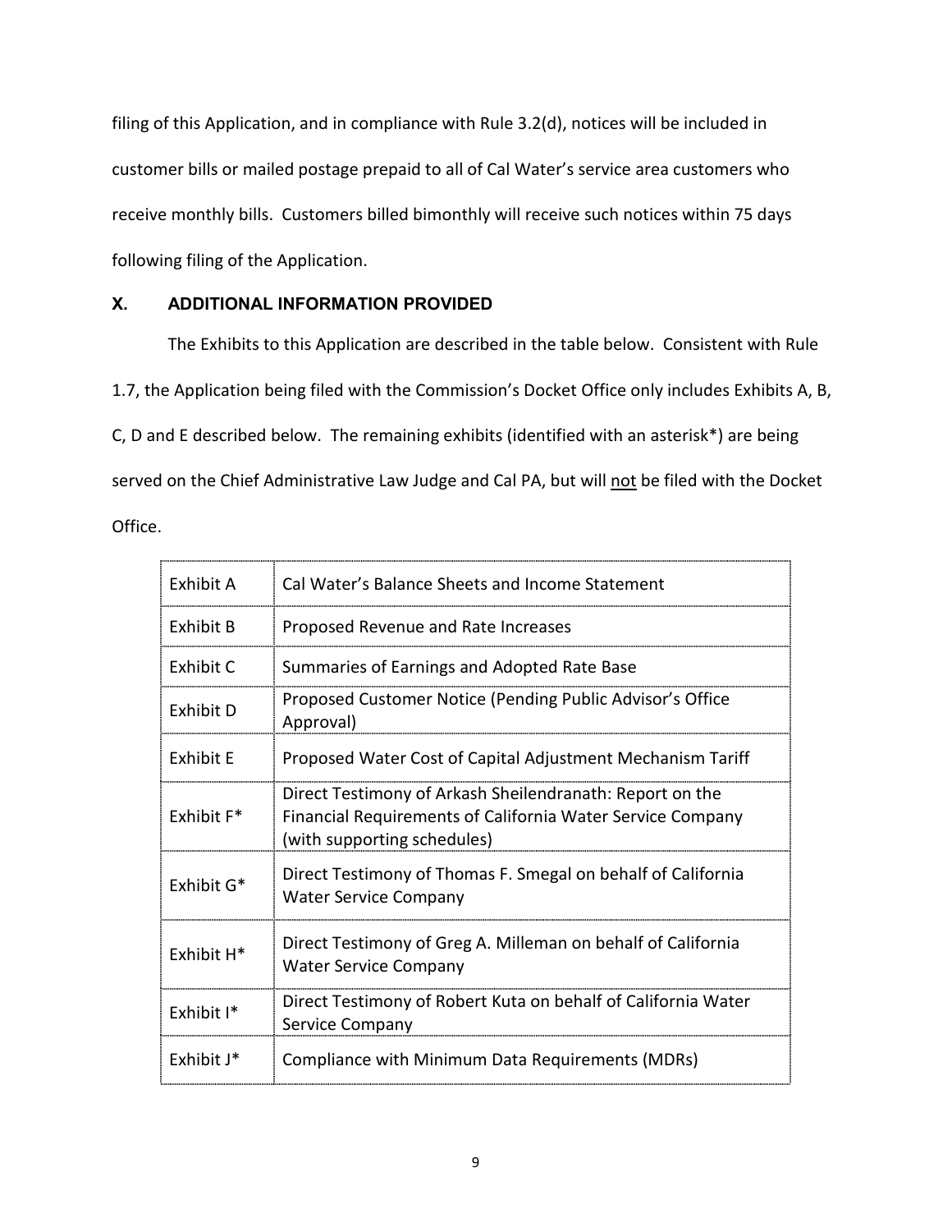filing of this Application, and in compliance with Rule 3.2(d), notices will be included in customer bills or mailed postage prepaid to all of Cal Water's service area customers who receive monthly bills. Customers billed bimonthly will receive such notices within 75 days following filing of the Application.

## X. ADDITIONAL INFORMATION PROVIDED

The Exhibits to this Application are described in the table below. Consistent with Rule 1.7, the Application being filed with the Commission's Docket Office only includes Exhibits A, B, C, D and E described below. The remaining exhibits (identified with an asterisk*) are being served on the Chief Administrative Law Judge and Cal PA, but will not be filed with the Docket Office.

| | |
|---|---|
| Exhibit A | Cal Water's Balance Sheets and Income Statement |
| Exhibit B | Proposed Revenue and Rate Increases |
| Exhibit C | Summaries of Earnings and Adopted Rate Base |
| Exhibit D | Proposed Customer Notice (Pending Public Advisor's Office Approval) |
| Exhibit E | Proposed Water Cost of Capital Adjustment Mechanism Tariff |
| Exhibit F* | Direct Testimony of Arkash Sheilendranath: Report on the Financial Requirements of California Water Service Company (with supporting schedules) |
| Exhibit G* | Direct Testimony of Thomas F. Smegal on behalf of California Water Service Company |
| Exhibit H* | Direct Testimony of Greg A. Milleman on behalf of California Water Service Company |
| Exhibit I* | Direct Testimony of Robert Kuta on behalf of California Water Service Company |
| Exhibit J* | Compliance with Minimum Data Requirements (MDRs) |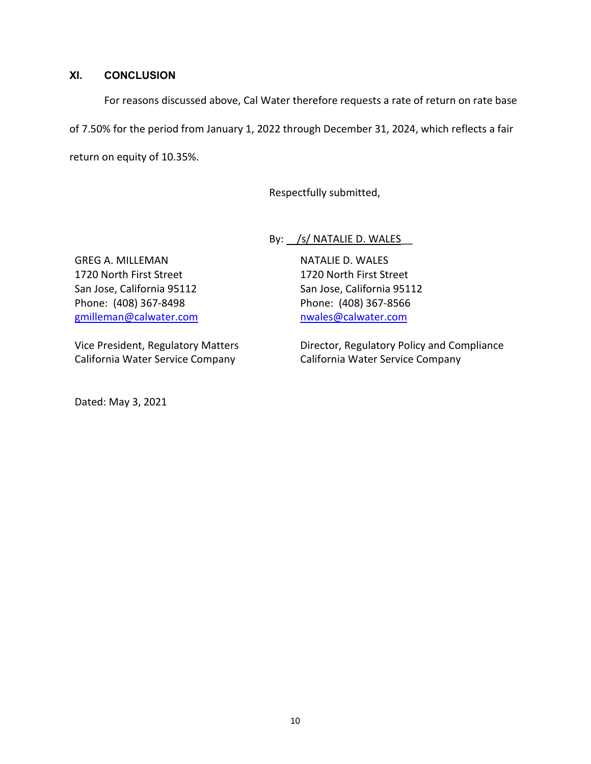## XI. CONCLUSION

For reasons discussed above, Cal Water therefore requests a rate of return on rate base of 7.50% for the period from January 1, 2022 through December 31, 2024, which reflects a fair return on equity of 10.35%.

Respectfully submitted,

By: /s/ NATALIE D. WALES

GREG A. MILLEMAN
1720 North First Street
San Jose, California 95112
Phone: (408) 367-8498
gmilleman@calwater.com

Vice President, Regulatory Matters
California Water Service Company

NATALIE D. WALES
1720 North First Street
San Jose, California 95112
Phone: (408) 367-8566
nwales@calwater.com

Director, Regulatory Policy and Compliance
California Water Service Company

Dated: May 3, 2021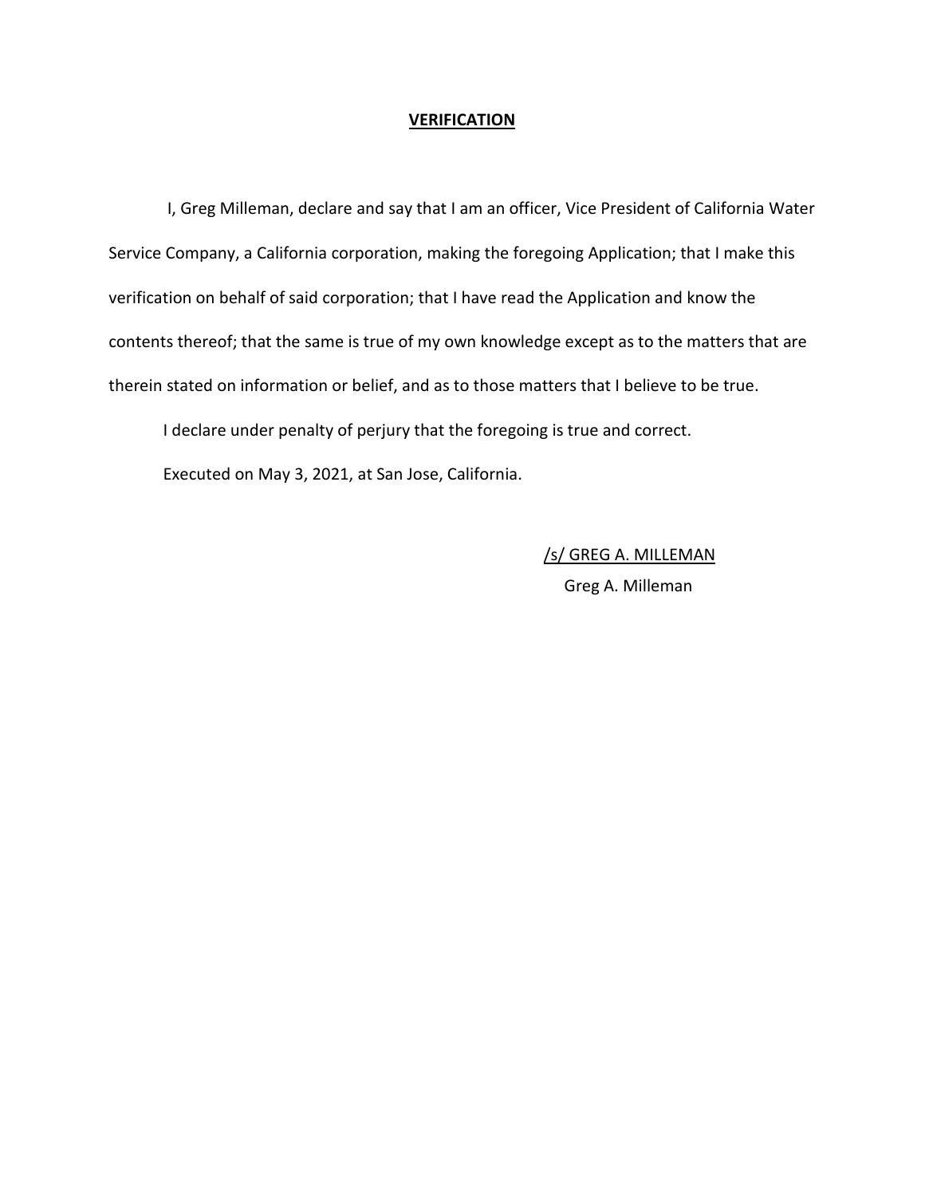## VERIFICATION

I, Greg Milleman, declare and say that I am an officer, Vice President of California Water Service Company, a California corporation, making the foregoing Application; that I make this verification on behalf of said corporation; that I have read the Application and know the contents thereof; that the same is true of my own knowledge except as to the matters that are therein stated on information or belief, and as to those matters that I believe to be true.

I declare under penalty of perjury that the foregoing is true and correct.

Executed on May 3, 2021, at San Jose, California.

/s/ GREG A. MILLEMAN

Greg A. Milleman